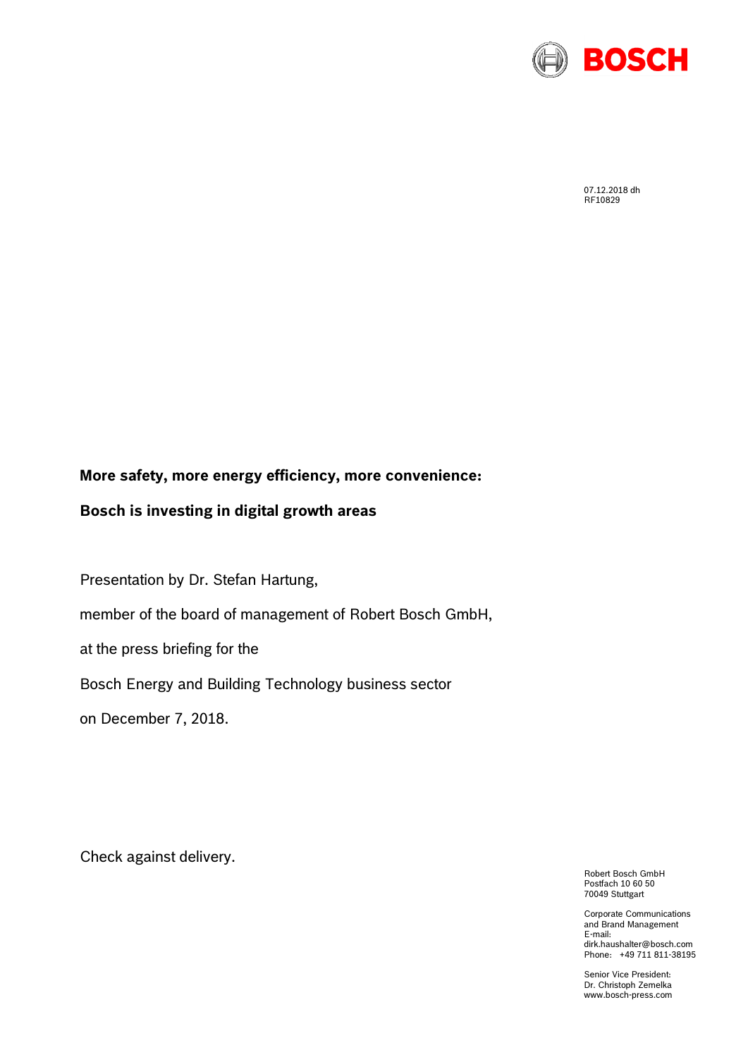07.12.2018 dh
RF10829

**More safety, more energy efficiency, more convenience:**

**Bosch is investing in digital growth areas**

Presentation by Dr. Stefan Hartung,

member of the board of management of Robert Bosch GmbH,

at the press briefing for the

Bosch Energy and Building Technology business sector

on December 7, 2018.

Check against delivery.

Robert Bosch GmbH
Postfach 10 60 50
70049 Stuttgart

Corporate Communications
and Brand Management
E-mail:
dirk.haushalter@bosch.com
Phone: +49 711 811-38195

Senior Vice President:
Dr. Christoph Zemelka
www.bosch-press.com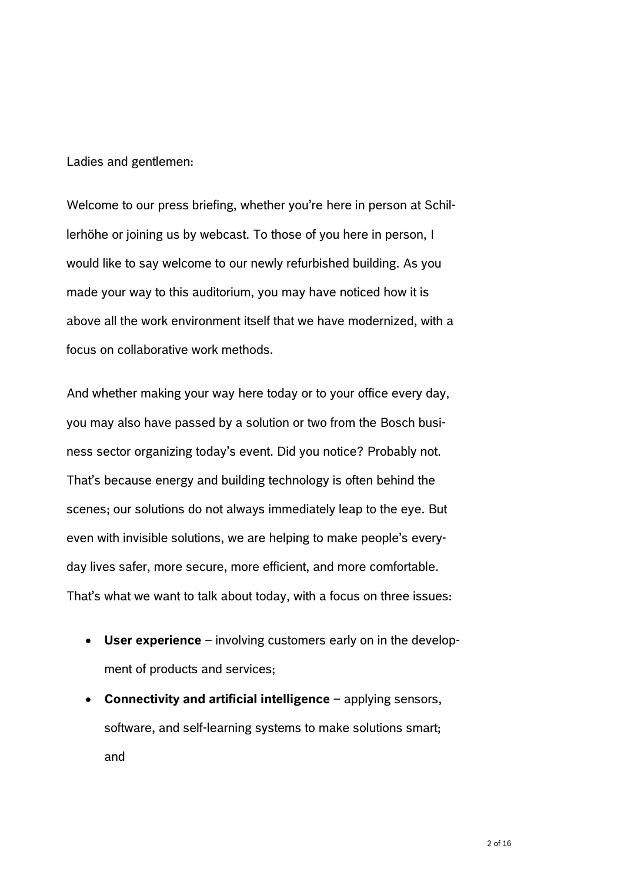Ladies and gentlemen:

Welcome to our press briefing, whether you're here in person at Schillerhöhe or joining us by webcast. To those of you here in person, I would like to say welcome to our newly refurbished building. As you made your way to this auditorium, you may have noticed how it is above all the work environment itself that we have modernized, with a focus on collaborative work methods.

And whether making your way here today or to your office every day, you may also have passed by a solution or two from the Bosch business sector organizing today's event. Did you notice? Probably not. That's because energy and building technology is often behind the scenes; our solutions do not always immediately leap to the eye. But even with invisible solutions, we are helping to make people's everyday lives safer, more secure, more efficient, and more comfortable. That's what we want to talk about today, with a focus on three issues:

- **User experience** – involving customers early on in the development of products and services;
- **Connectivity and artificial intelligence** – applying sensors, software, and self-learning systems to make solutions smart; and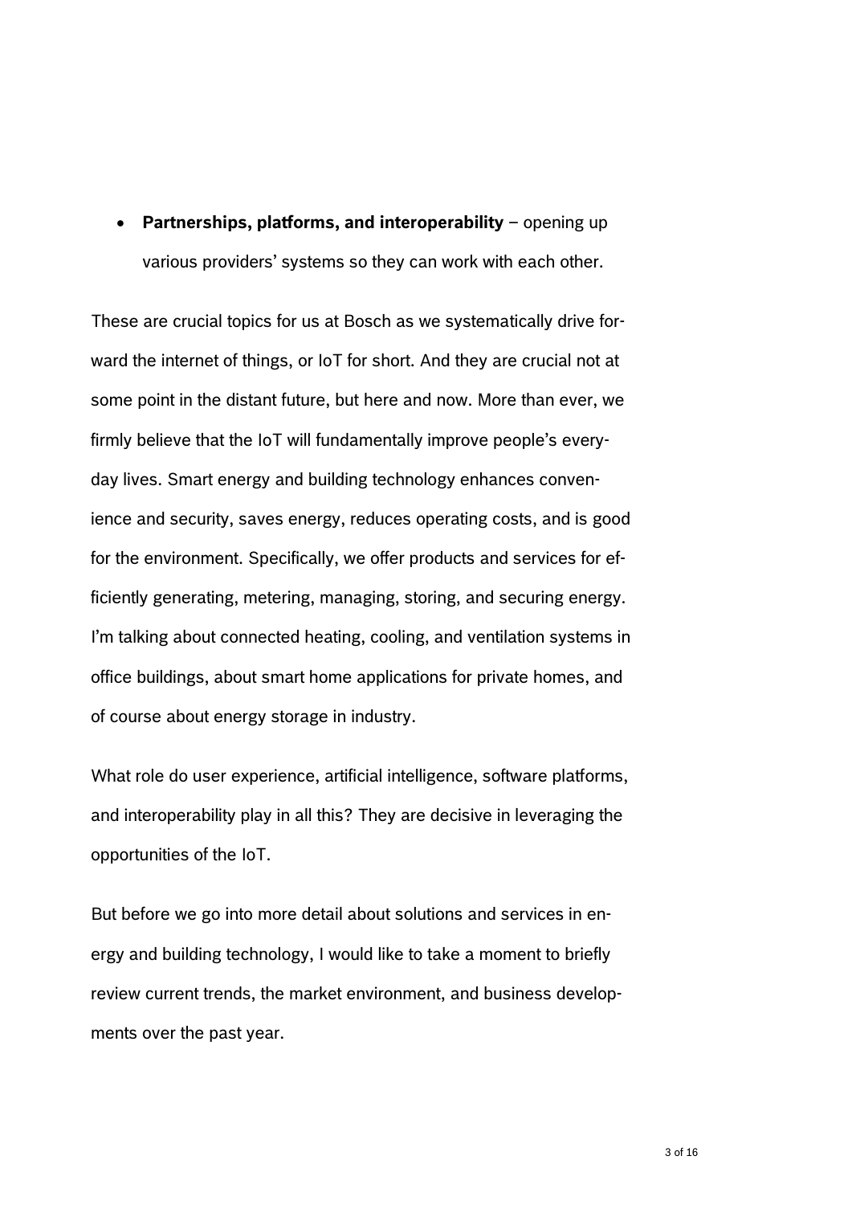- **Partnerships, platforms, and interoperability** – opening up various providers' systems so they can work with each other.

These are crucial topics for us at Bosch as we systematically drive forward the internet of things, or IoT for short. And they are crucial not at some point in the distant future, but here and now. More than ever, we firmly believe that the IoT will fundamentally improve people's everyday lives. Smart energy and building technology enhances convenience and security, saves energy, reduces operating costs, and is good for the environment. Specifically, we offer products and services for efficiently generating, metering, managing, storing, and securing energy. I'm talking about connected heating, cooling, and ventilation systems in office buildings, about smart home applications for private homes, and of course about energy storage in industry.

What role do user experience, artificial intelligence, software platforms, and interoperability play in all this? They are decisive in leveraging the opportunities of the IoT.

But before we go into more detail about solutions and services in energy and building technology, I would like to take a moment to briefly review current trends, the market environment, and business developments over the past year.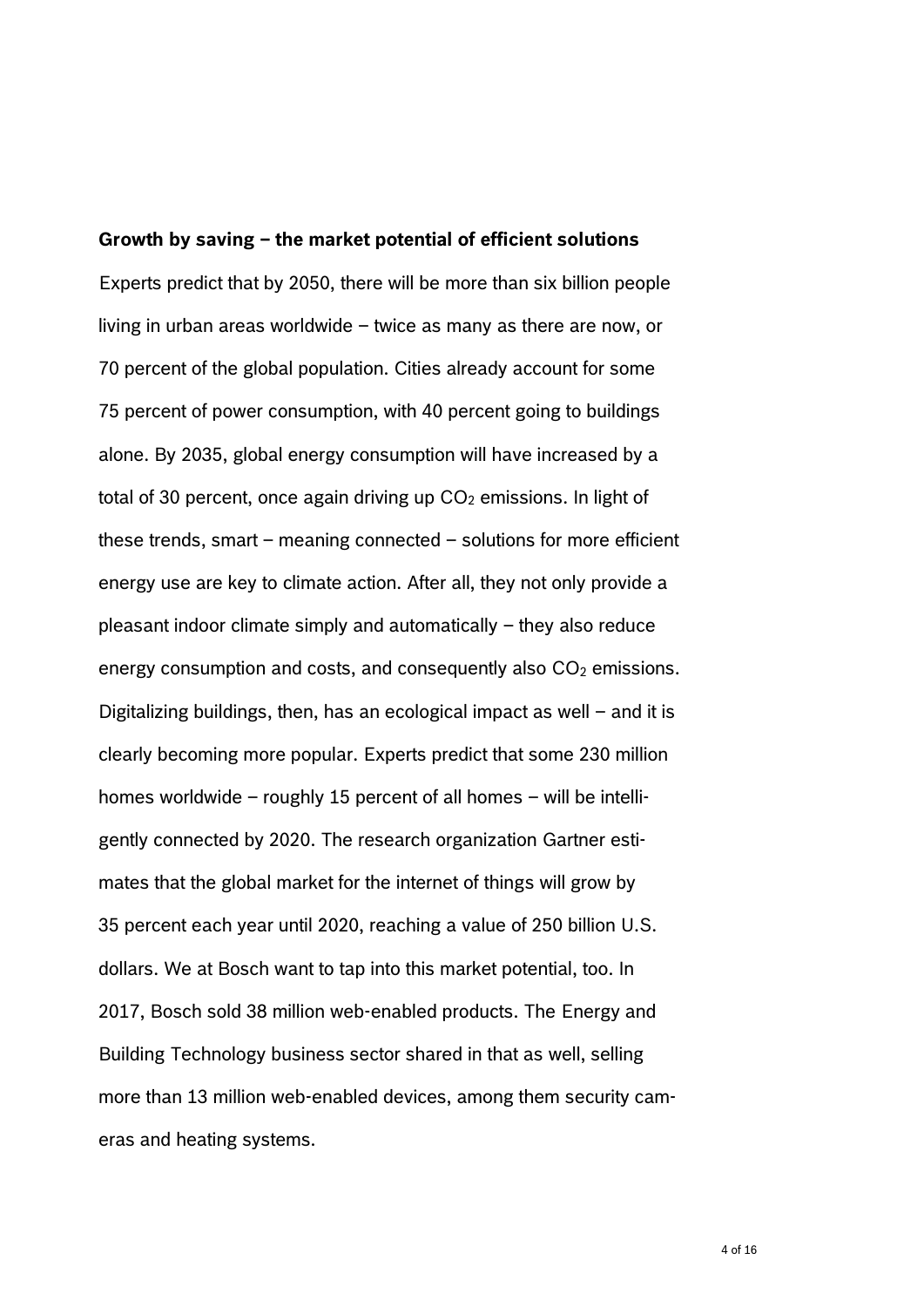**Growth by saving – the market potential of efficient solutions**

Experts predict that by 2050, there will be more than six billion people living in urban areas worldwide – twice as many as there are now, or 70 percent of the global population. Cities already account for some 75 percent of power consumption, with 40 percent going to buildings alone. By 2035, global energy consumption will have increased by a total of 30 percent, once again driving up $CO_2$ emissions. In light of these trends, smart – meaning connected – solutions for more efficient energy use are key to climate action. After all, they not only provide a pleasant indoor climate simply and automatically – they also reduce energy consumption and costs, and consequently also $CO_2$ emissions. Digitalizing buildings, then, has an ecological impact as well – and it is clearly becoming more popular. Experts predict that some 230 million homes worldwide – roughly 15 percent of all homes – will be intelligently connected by 2020. The research organization Gartner estimates that the global market for the internet of things will grow by 35 percent each year until 2020, reaching a value of 250 billion U.S. dollars. We at Bosch want to tap into this market potential, too. In 2017, Bosch sold 38 million web-enabled products. The Energy and Building Technology business sector shared in that as well, selling more than 13 million web-enabled devices, among them security cameras and heating systems.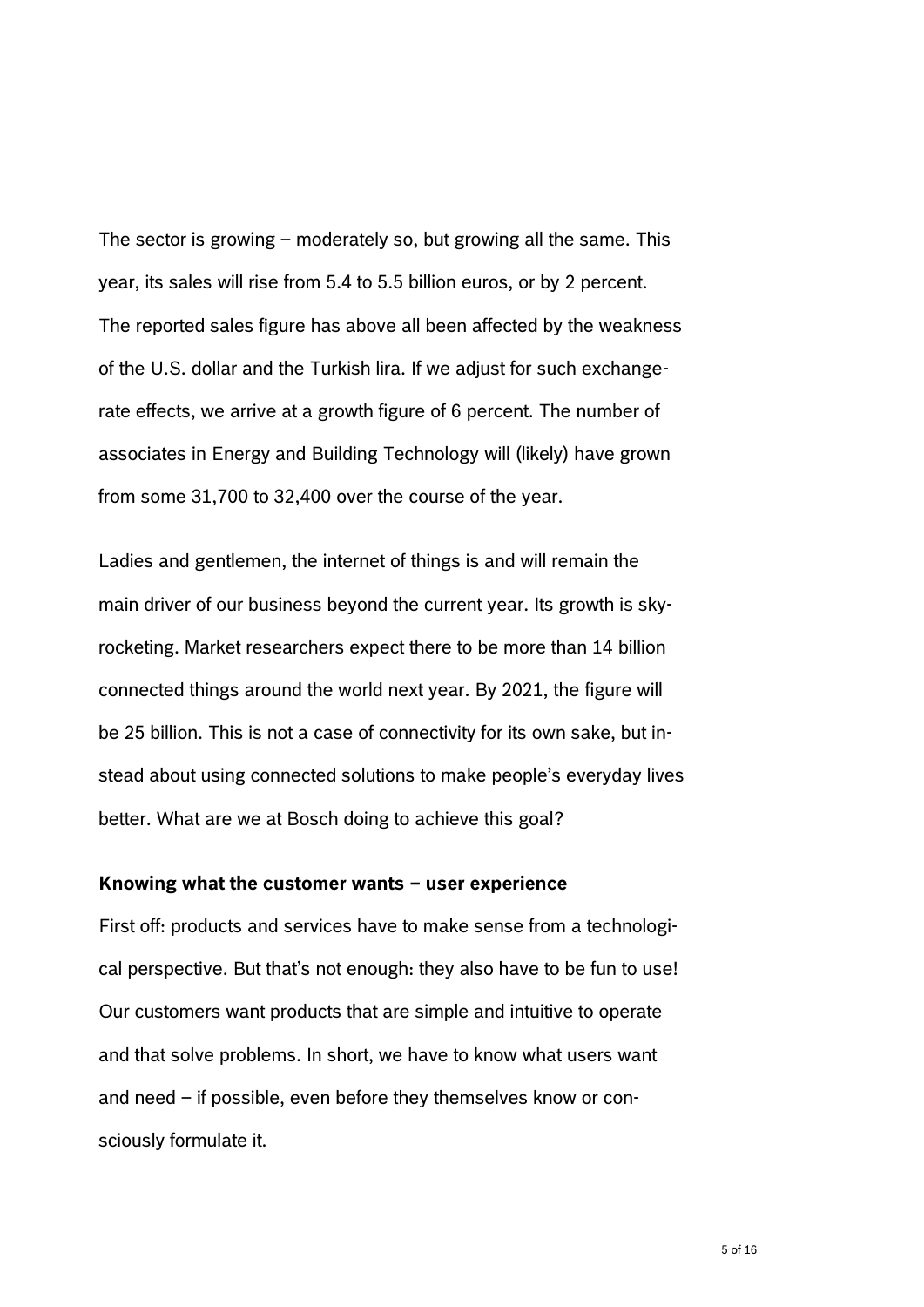The sector is growing – moderately so, but growing all the same. This year, its sales will rise from 5.4 to 5.5 billion euros, or by 2 percent. The reported sales figure has above all been affected by the weakness of the U.S. dollar and the Turkish lira. If we adjust for such exchange-rate effects, we arrive at a growth figure of 6 percent. The number of associates in Energy and Building Technology will (likely) have grown from some 31,700 to 32,400 over the course of the year.

Ladies and gentlemen, the internet of things is and will remain the main driver of our business beyond the current year. Its growth is sky-rocketing. Market researchers expect there to be more than 14 billion connected things around the world next year. By 2021, the figure will be 25 billion. This is not a case of connectivity for its own sake, but instead about using connected solutions to make people's everyday lives better. What are we at Bosch doing to achieve this goal?

**Knowing what the customer wants – user experience**

First off: products and services have to make sense from a technological perspective. But that's not enough: they also have to be fun to use! Our customers want products that are simple and intuitive to operate and that solve problems. In short, we have to know what users want and need – if possible, even before they themselves know or consciously formulate it.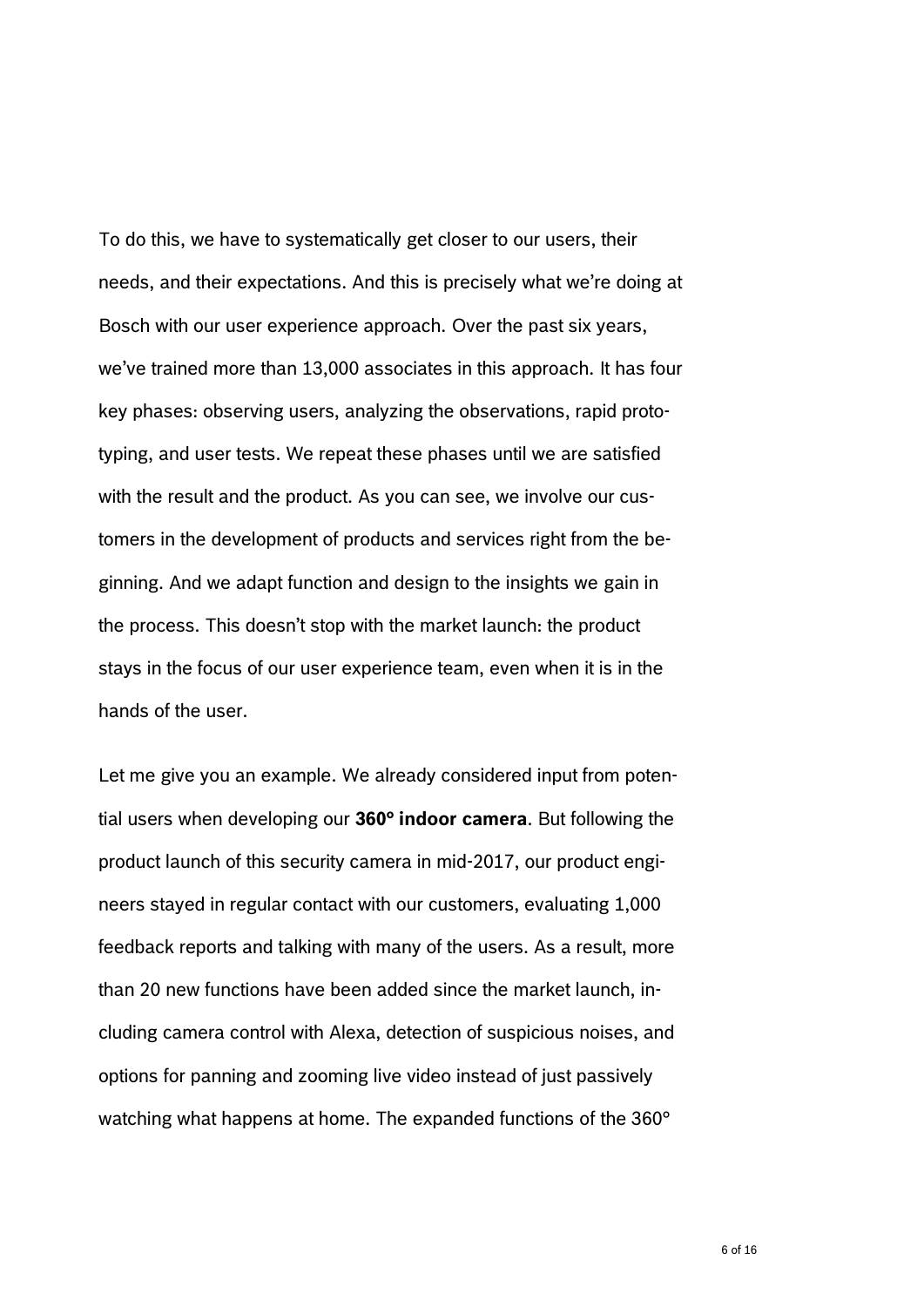To do this, we have to systematically get closer to our users, their needs, and their expectations. And this is precisely what we're doing at Bosch with our user experience approach. Over the past six years, we've trained more than 13,000 associates in this approach. It has four key phases: observing users, analyzing the observations, rapid prototyping, and user tests. We repeat these phases until we are satisfied with the result and the product. As you can see, we involve our customers in the development of products and services right from the beginning. And we adapt function and design to the insights we gain in the process. This doesn't stop with the market launch: the product stays in the focus of our user experience team, even when it is in the hands of the user.

Let me give you an example. We already considered input from potential users when developing our **360° indoor camera**. But following the product launch of this security camera in mid-2017, our product engineers stayed in regular contact with our customers, evaluating 1,000 feedback reports and talking with many of the users. As a result, more than 20 new functions have been added since the market launch, including camera control with Alexa, detection of suspicious noises, and options for panning and zooming live video instead of just passively watching what happens at home. The expanded functions of the 360°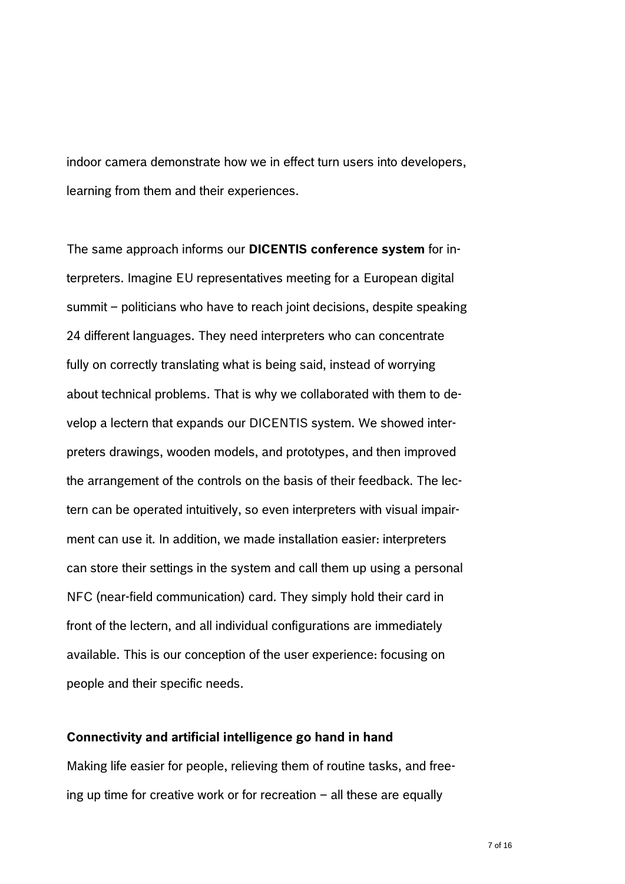indoor camera demonstrate how we in effect turn users into developers, learning from them and their experiences.

The same approach informs our **DICENTIS conference system** for interpreters. Imagine EU representatives meeting for a European digital summit – politicians who have to reach joint decisions, despite speaking 24 different languages. They need interpreters who can concentrate fully on correctly translating what is being said, instead of worrying about technical problems. That is why we collaborated with them to develop a lectern that expands our DICENTIS system. We showed interpreters drawings, wooden models, and prototypes, and then improved the arrangement of the controls on the basis of their feedback. The lectern can be operated intuitively, so even interpreters with visual impairment can use it. In addition, we made installation easier: interpreters can store their settings in the system and call them up using a personal NFC (near-field communication) card. They simply hold their card in front of the lectern, and all individual configurations are immediately available. This is our conception of the user experience: focusing on people and their specific needs.

**Connectivity and artificial intelligence go hand in hand**

Making life easier for people, relieving them of routine tasks, and freeing up time for creative work or for recreation – all these are equally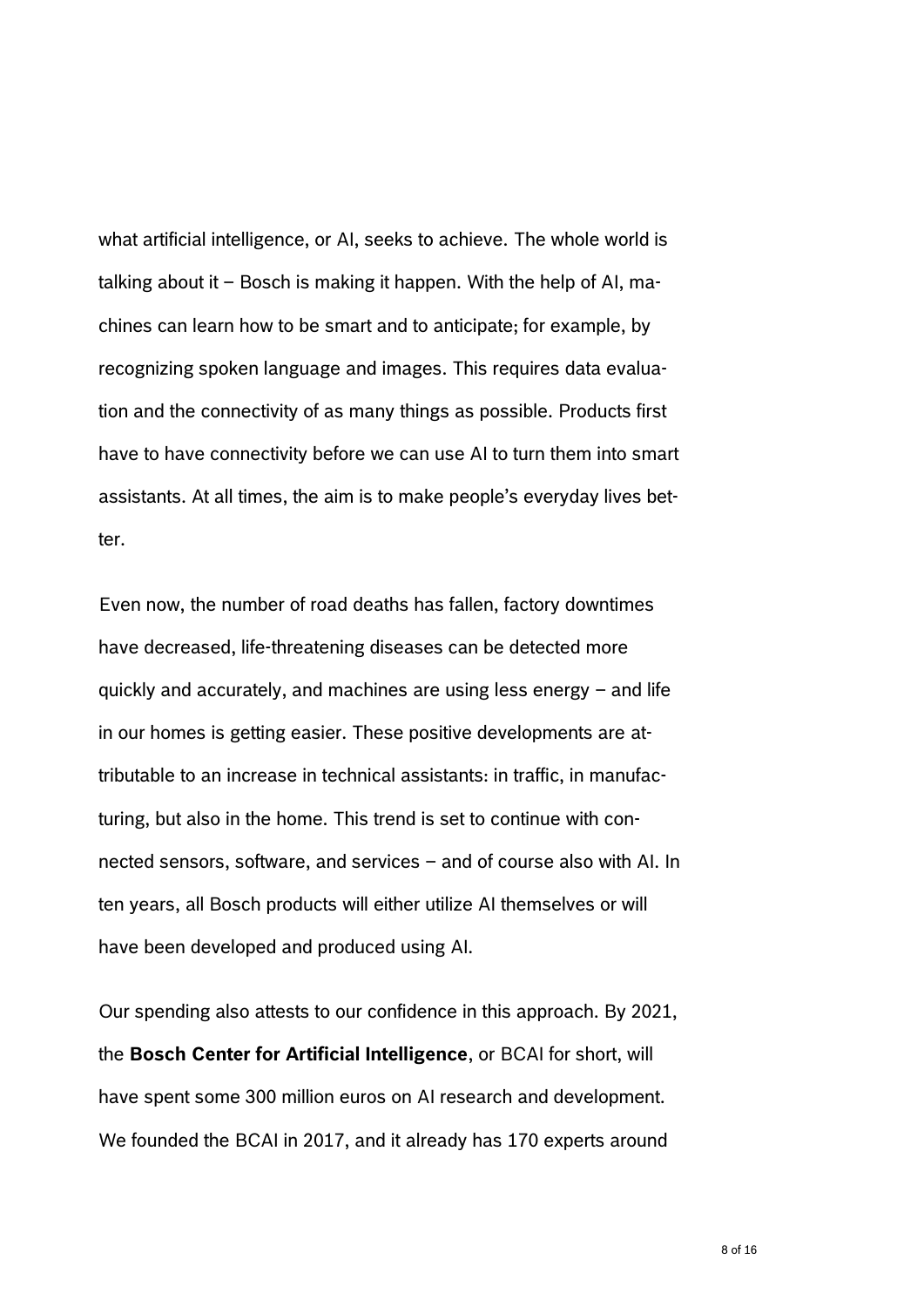what artificial intelligence, or AI, seeks to achieve. The whole world is talking about it – Bosch is making it happen. With the help of AI, machines can learn how to be smart and to anticipate; for example, by recognizing spoken language and images. This requires data evaluation and the connectivity of as many things as possible. Products first have to have connectivity before we can use AI to turn them into smart assistants. At all times, the aim is to make people's everyday lives better.

Even now, the number of road deaths has fallen, factory downtimes have decreased, life-threatening diseases can be detected more quickly and accurately, and machines are using less energy – and life in our homes is getting easier. These positive developments are attributable to an increase in technical assistants: in traffic, in manufacturing, but also in the home. This trend is set to continue with connected sensors, software, and services – and of course also with AI. In ten years, all Bosch products will either utilize AI themselves or will have been developed and produced using AI.

Our spending also attests to our confidence in this approach. By 2021, the **Bosch Center for Artificial Intelligence**, or BCAI for short, will have spent some 300 million euros on AI research and development. We founded the BCAI in 2017, and it already has 170 experts around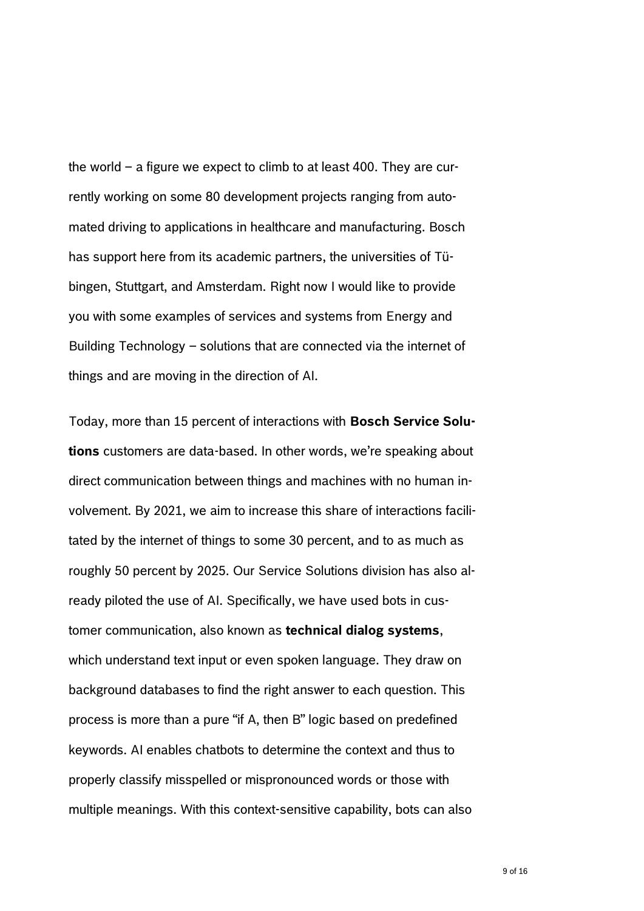the world – a figure we expect to climb to at least 400. They are currently working on some 80 development projects ranging from automated driving to applications in healthcare and manufacturing. Bosch has support here from its academic partners, the universities of Tübingen, Stuttgart, and Amsterdam. Right now I would like to provide you with some examples of services and systems from Energy and Building Technology – solutions that are connected via the internet of things and are moving in the direction of AI.

Today, more than 15 percent of interactions with **Bosch Service Solutions** customers are data-based. In other words, we're speaking about direct communication between things and machines with no human involvement. By 2021, we aim to increase this share of interactions facilitated by the internet of things to some 30 percent, and to as much as roughly 50 percent by 2025. Our Service Solutions division has also already piloted the use of AI. Specifically, we have used bots in customer communication, also known as **technical dialog systems**, which understand text input or even spoken language. They draw on background databases to find the right answer to each question. This process is more than a pure "if A, then B" logic based on predefined keywords. AI enables chatbots to determine the context and thus to properly classify misspelled or mispronounced words or those with multiple meanings. With this context-sensitive capability, bots can also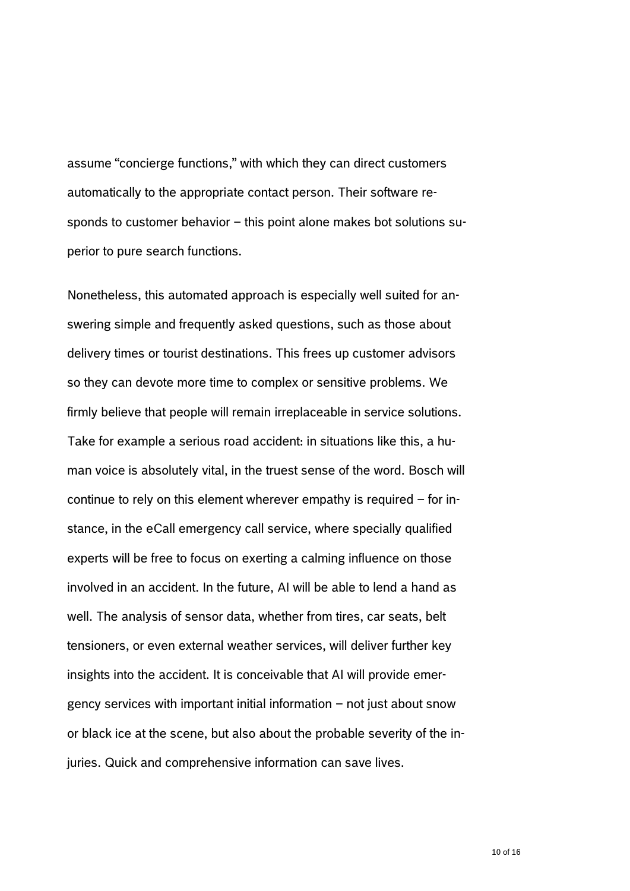assume “concierge functions,” with which they can direct customers automatically to the appropriate contact person. Their software responds to customer behavior – this point alone makes bot solutions superior to pure search functions.

Nonetheless, this automated approach is especially well suited for answering simple and frequently asked questions, such as those about delivery times or tourist destinations. This frees up customer advisors so they can devote more time to complex or sensitive problems. We firmly believe that people will remain irreplaceable in service solutions. Take for example a serious road accident: in situations like this, a human voice is absolutely vital, in the truest sense of the word. Bosch will continue to rely on this element wherever empathy is required – for instance, in the eCall emergency call service, where specially qualified experts will be free to focus on exerting a calming influence on those involved in an accident. In the future, AI will be able to lend a hand as well. The analysis of sensor data, whether from tires, car seats, belt tensioners, or even external weather services, will deliver further key insights into the accident. It is conceivable that AI will provide emergency services with important initial information – not just about snow or black ice at the scene, but also about the probable severity of the injuries. Quick and comprehensive information can save lives.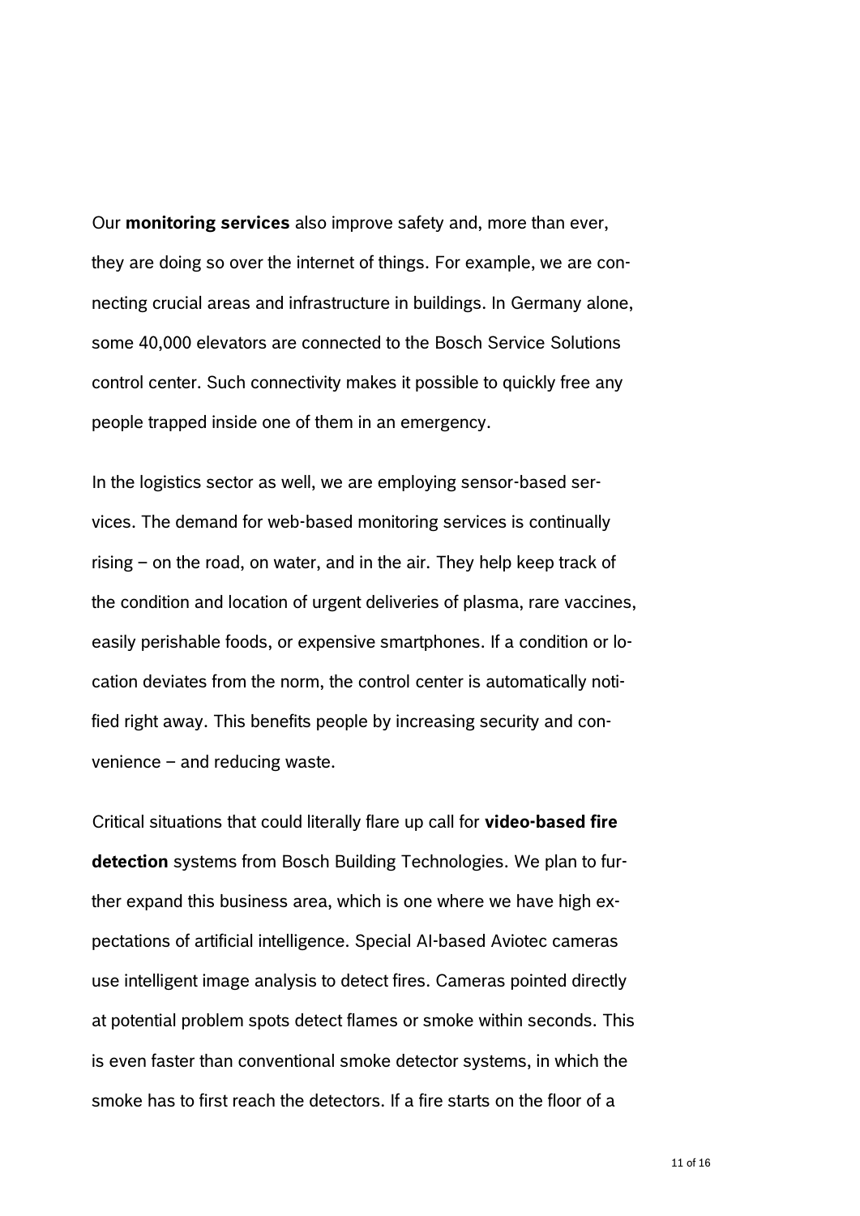Our **monitoring services** also improve safety and, more than ever, they are doing so over the internet of things. For example, we are connecting crucial areas and infrastructure in buildings. In Germany alone, some 40,000 elevators are connected to the Bosch Service Solutions control center. Such connectivity makes it possible to quickly free any people trapped inside one of them in an emergency.

In the logistics sector as well, we are employing sensor-based services. The demand for web-based monitoring services is continually rising – on the road, on water, and in the air. They help keep track of the condition and location of urgent deliveries of plasma, rare vaccines, easily perishable foods, or expensive smartphones. If a condition or location deviates from the norm, the control center is automatically notified right away. This benefits people by increasing security and convenience – and reducing waste.

Critical situations that could literally flare up call for **video-based fire detection** systems from Bosch Building Technologies. We plan to further expand this business area, which is one where we have high expectations of artificial intelligence. Special AI-based Aviotec cameras use intelligent image analysis to detect fires. Cameras pointed directly at potential problem spots detect flames or smoke within seconds. This is even faster than conventional smoke detector systems, in which the smoke has to first reach the detectors. If a fire starts on the floor of a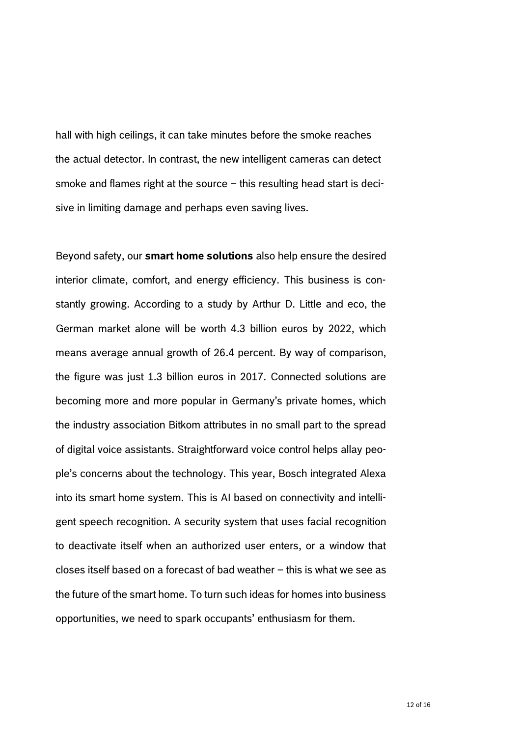hall with high ceilings, it can take minutes before the smoke reaches the actual detector. In contrast, the new intelligent cameras can detect smoke and flames right at the source – this resulting head start is decisive in limiting damage and perhaps even saving lives.

Beyond safety, our **smart home solutions** also help ensure the desired interior climate, comfort, and energy efficiency. This business is constantly growing. According to a study by Arthur D. Little and eco, the German market alone will be worth 4.3 billion euros by 2022, which means average annual growth of 26.4 percent. By way of comparison, the figure was just 1.3 billion euros in 2017. Connected solutions are becoming more and more popular in Germany's private homes, which the industry association Bitkom attributes in no small part to the spread of digital voice assistants. Straightforward voice control helps allay people's concerns about the technology. This year, Bosch integrated Alexa into its smart home system. This is AI based on connectivity and intelligent speech recognition. A security system that uses facial recognition to deactivate itself when an authorized user enters, or a window that closes itself based on a forecast of bad weather – this is what we see as the future of the smart home. To turn such ideas for homes into business opportunities, we need to spark occupants' enthusiasm for them.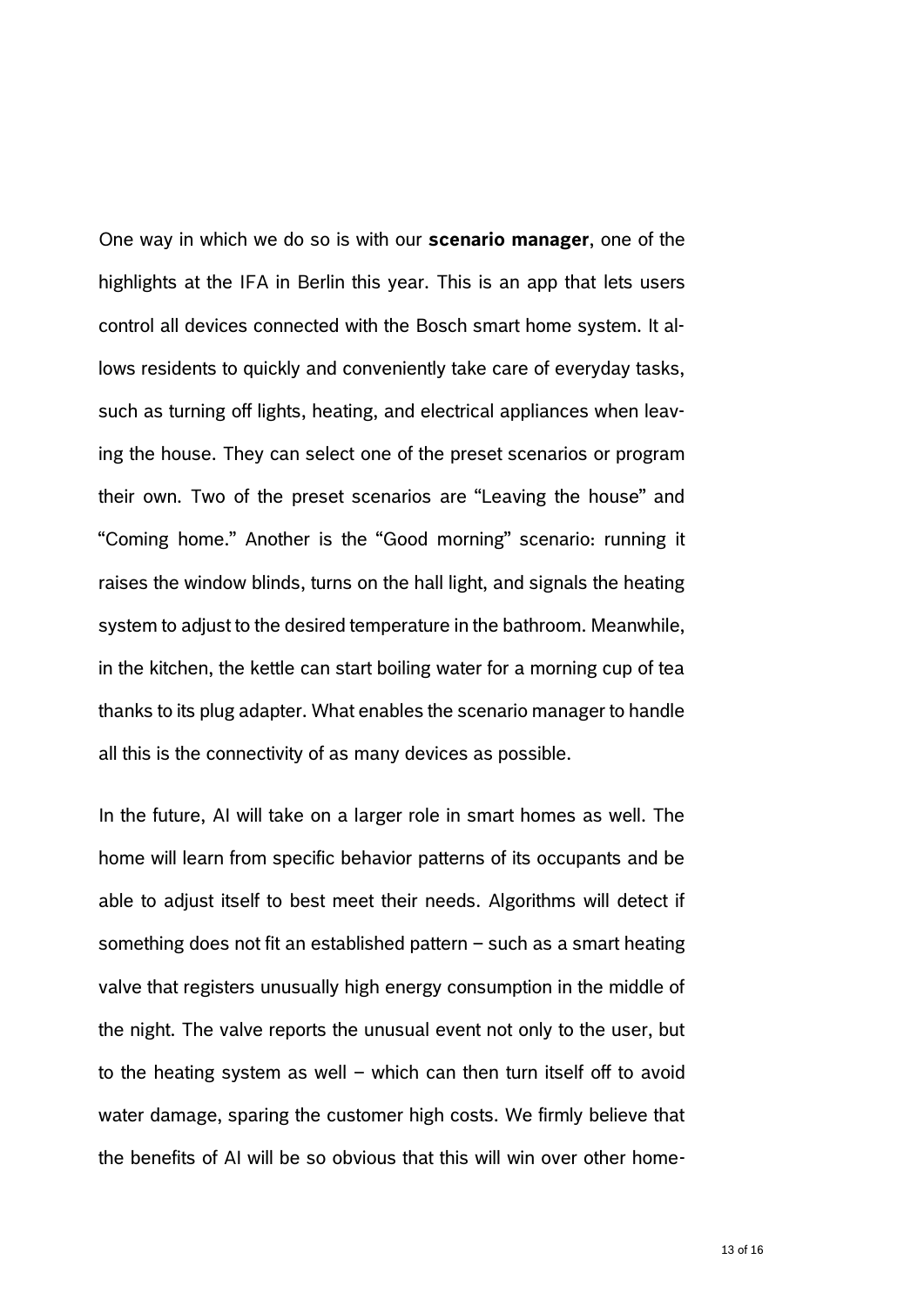One way in which we do so is with our **scenario manager**, one of the highlights at the IFA in Berlin this year. This is an app that lets users control all devices connected with the Bosch smart home system. It allows residents to quickly and conveniently take care of everyday tasks, such as turning off lights, heating, and electrical appliances when leaving the house. They can select one of the preset scenarios or program their own. Two of the preset scenarios are "Leaving the house" and "Coming home." Another is the "Good morning" scenario: running it raises the window blinds, turns on the hall light, and signals the heating system to adjust to the desired temperature in the bathroom. Meanwhile, in the kitchen, the kettle can start boiling water for a morning cup of tea thanks to its plug adapter. What enables the scenario manager to handle all this is the connectivity of as many devices as possible.

In the future, AI will take on a larger role in smart homes as well. The home will learn from specific behavior patterns of its occupants and be able to adjust itself to best meet their needs. Algorithms will detect if something does not fit an established pattern – such as a smart heating valve that registers unusually high energy consumption in the middle of the night. The valve reports the unusual event not only to the user, but to the heating system as well – which can then turn itself off to avoid water damage, sparing the customer high costs. We firmly believe that the benefits of AI will be so obvious that this will win over other home-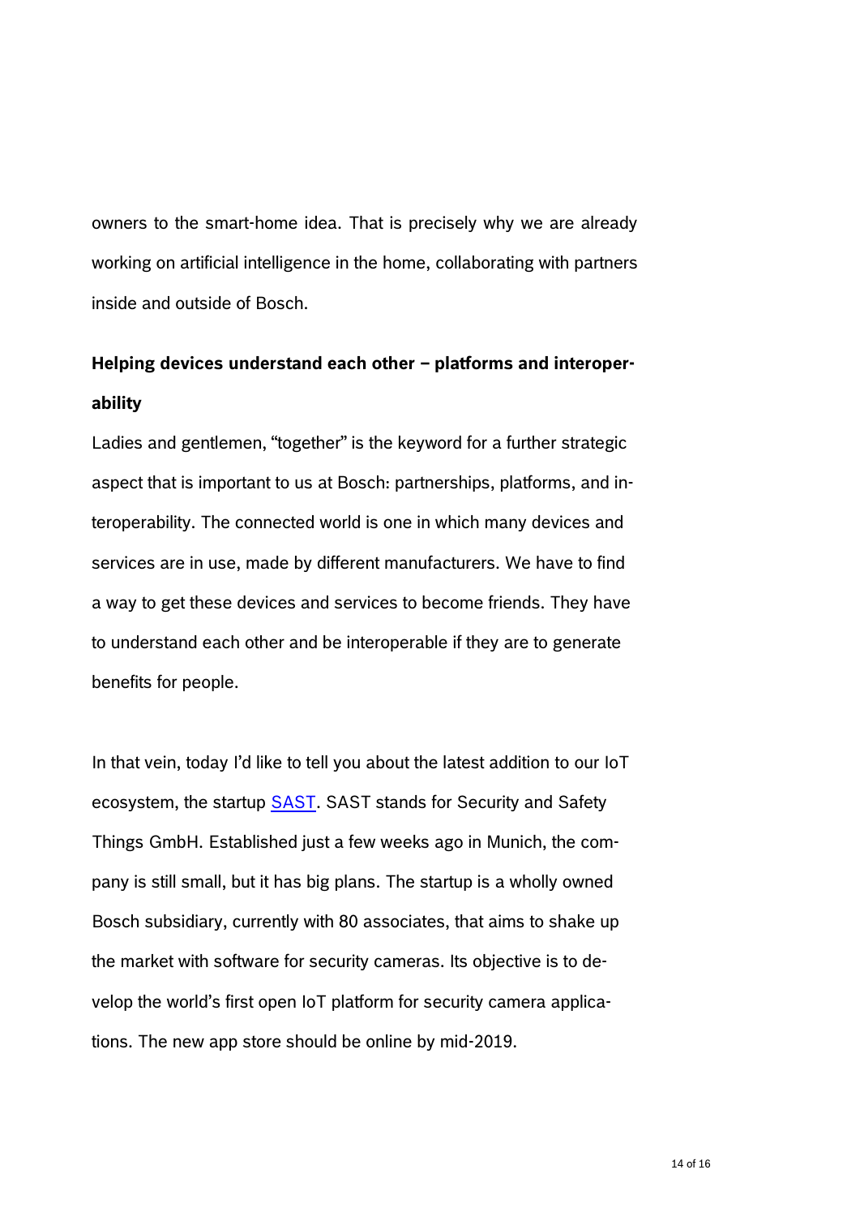owners to the smart-home idea. That is precisely why we are already working on artificial intelligence in the home, collaborating with partners inside and outside of Bosch.

**Helping devices understand each other – platforms and interoperability**

Ladies and gentlemen, “together” is the keyword for a further strategic aspect that is important to us at Bosch: partnerships, platforms, and interoperability. The connected world is one in which many devices and services are in use, made by different manufacturers. We have to find a way to get these devices and services to become friends. They have to understand each other and be interoperable if they are to generate benefits for people.

In that vein, today I’d like to tell you about the latest addition to our IoT ecosystem, the startup SAST. SAST stands for Security and Safety Things GmbH. Established just a few weeks ago in Munich, the company is still small, but it has big plans. The startup is a wholly owned Bosch subsidiary, currently with 80 associates, that aims to shake up the market with software for security cameras. Its objective is to develop the world’s first open IoT platform for security camera applications. The new app store should be online by mid-2019.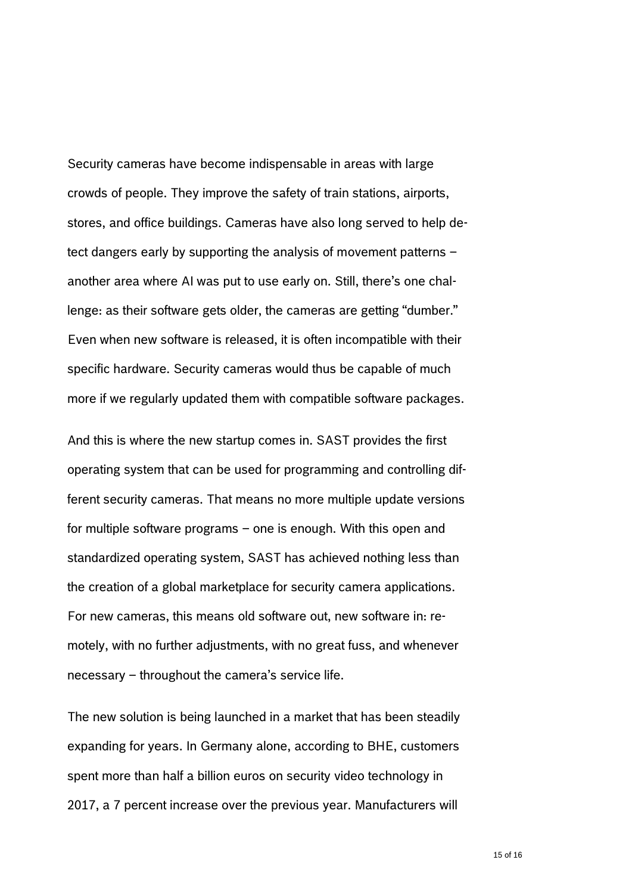Security cameras have become indispensable in areas with large crowds of people. They improve the safety of train stations, airports, stores, and office buildings. Cameras have also long served to help detect dangers early by supporting the analysis of movement patterns – another area where AI was put to use early on. Still, there's one challenge: as their software gets older, the cameras are getting "dumber." Even when new software is released, it is often incompatible with their specific hardware. Security cameras would thus be capable of much more if we regularly updated them with compatible software packages.

And this is where the new startup comes in. SAST provides the first operating system that can be used for programming and controlling different security cameras. That means no more multiple update versions for multiple software programs – one is enough. With this open and standardized operating system, SAST has achieved nothing less than the creation of a global marketplace for security camera applications. For new cameras, this means old software out, new software in: remotely, with no further adjustments, with no great fuss, and whenever necessary – throughout the camera's service life.

The new solution is being launched in a market that has been steadily expanding for years. In Germany alone, according to BHE, customers spent more than half a billion euros on security video technology in 2017, a 7 percent increase over the previous year. Manufacturers will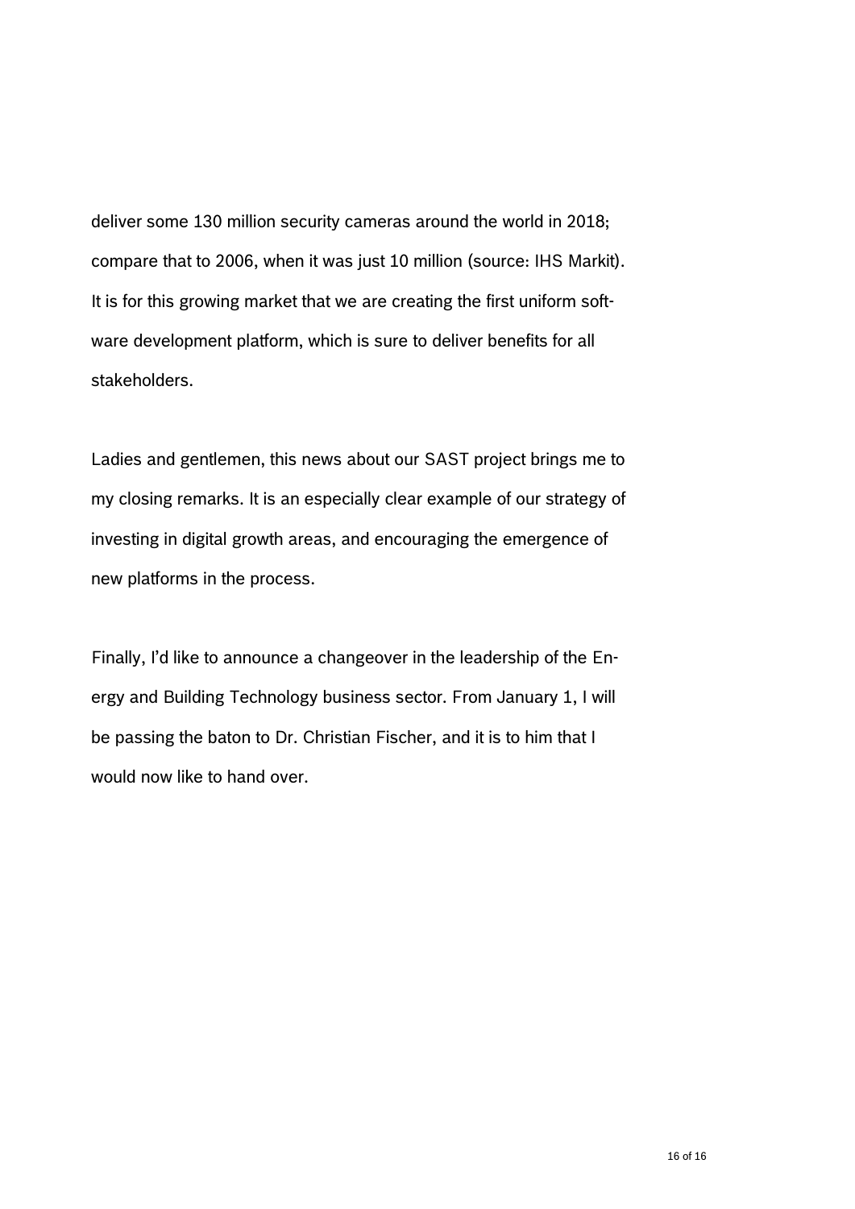deliver some 130 million security cameras around the world in 2018; compare that to 2006, when it was just 10 million (source: IHS Markit). It is for this growing market that we are creating the first uniform software development platform, which is sure to deliver benefits for all stakeholders.

Ladies and gentlemen, this news about our SAST project brings me to my closing remarks. It is an especially clear example of our strategy of investing in digital growth areas, and encouraging the emergence of new platforms in the process.

Finally, I'd like to announce a changeover in the leadership of the Energy and Building Technology business sector. From January 1, I will be passing the baton to Dr. Christian Fischer, and it is to him that I would now like to hand over.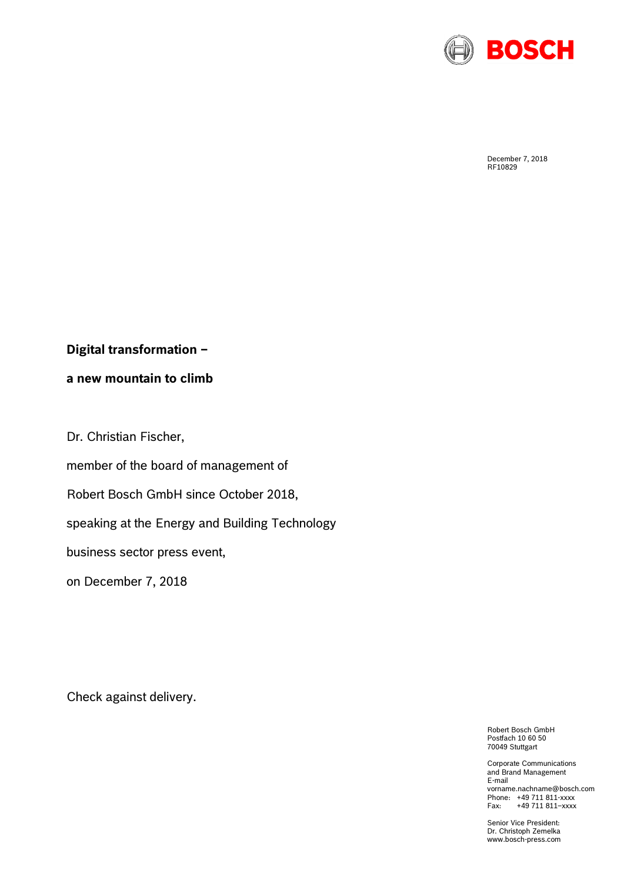BOSCH

December 7, 2018
RF10829

**Digital transformation –**

**a new mountain to climb**

Dr. Christian Fischer,

member of the board of management of

Robert Bosch GmbH since October 2018,

speaking at the Energy and Building Technology

business sector press event,

on December 7, 2018

Check against delivery.

Robert Bosch GmbH
Postfach 10 60 50
70049 Stuttgart

Corporate Communications
and Brand Management
E-mail
vorname.nachname@bosch.com
Phone: +49 711 811-xxxx
Fax: +49 711 811–xxxx

Senior Vice President:
Dr. Christoph Zemelka
www.bosch-press.com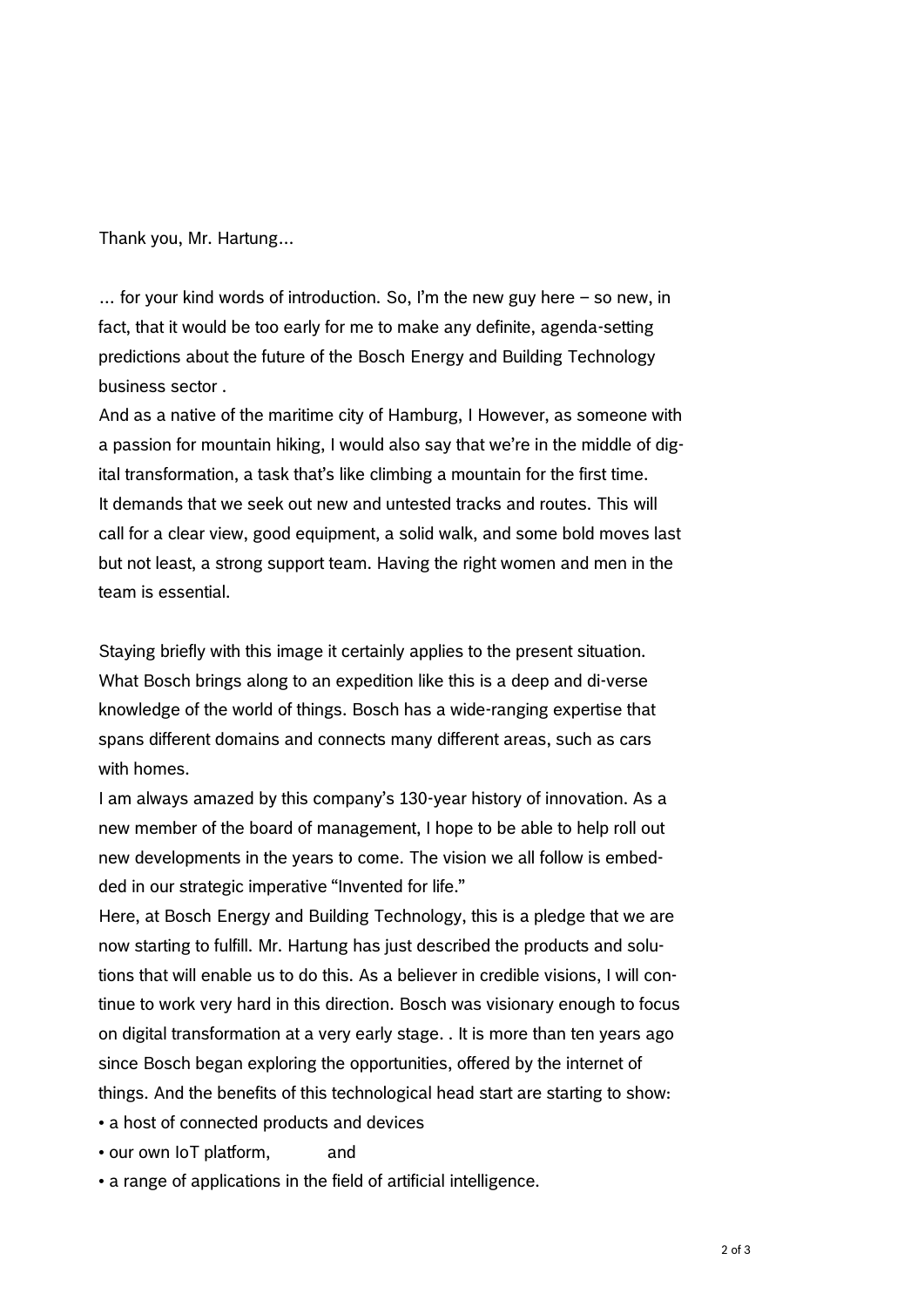Thank you, Mr. Hartung...

... for your kind words of introduction. So, I'm the new guy here – so new, in fact, that it would be too early for me to make any definite, agenda-setting predictions about the future of the Bosch Energy and Building Technology business sector .

And as a native of the maritime city of Hamburg, I However, as someone with a passion for mountain hiking, I would also say that we're in the middle of digital transformation, a task that's like climbing a mountain for the first time. It demands that we seek out new and untested tracks and routes. This will call for a clear view, good equipment, a solid walk, and some bold moves last but not least, a strong support team. Having the right women and men in the team is essential.

Staying briefly with this image it certainly applies to the present situation. What Bosch brings along to an expedition like this is a deep and di-verse knowledge of the world of things. Bosch has a wide-ranging expertise that spans different domains and connects many different areas, such as cars with homes.

I am always amazed by this company's 130-year history of innovation. As a new member of the board of management, I hope to be able to help roll out new developments in the years to come. The vision we all follow is embedded in our strategic imperative "Invented for life."

Here, at Bosch Energy and Building Technology, this is a pledge that we are now starting to fulfill. Mr. Hartung has just described the products and solutions that will enable us to do this. As a believer in credible visions, I will continue to work very hard in this direction. Bosch was visionary enough to focus on digital transformation at a very early stage. . It is more than ten years ago since Bosch began exploring the opportunities, offered by the internet of things. And the benefits of this technological head start are starting to show:

- a host of connected products and devices
- our own IoT platform, and
- a range of applications in the field of artificial intelligence.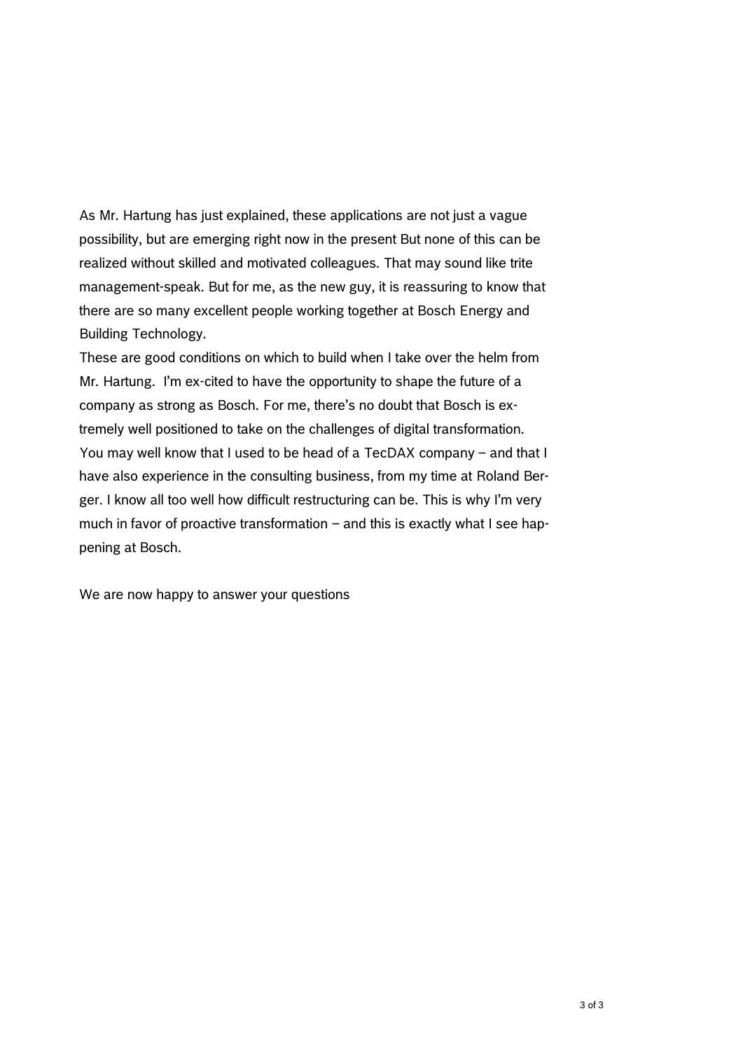As Mr. Hartung has just explained, these applications are not just a vague possibility, but are emerging right now in the present But none of this can be realized without skilled and motivated colleagues. That may sound like trite management-speak. But for me, as the new guy, it is reassuring to know that there are so many excellent people working together at Bosch Energy and Building Technology.

These are good conditions on which to build when I take over the helm from Mr. Hartung. I'm ex-cited to have the opportunity to shape the future of a company as strong as Bosch. For me, there's no doubt that Bosch is extremely well positioned to take on the challenges of digital transformation. You may well know that I used to be head of a TecDAX company – and that I have also experience in the consulting business, from my time at Roland Berger. I know all too well how difficult restructuring can be. This is why I'm very much in favor of proactive transformation – and this is exactly what I see happening at Bosch.

We are now happy to answer your questions